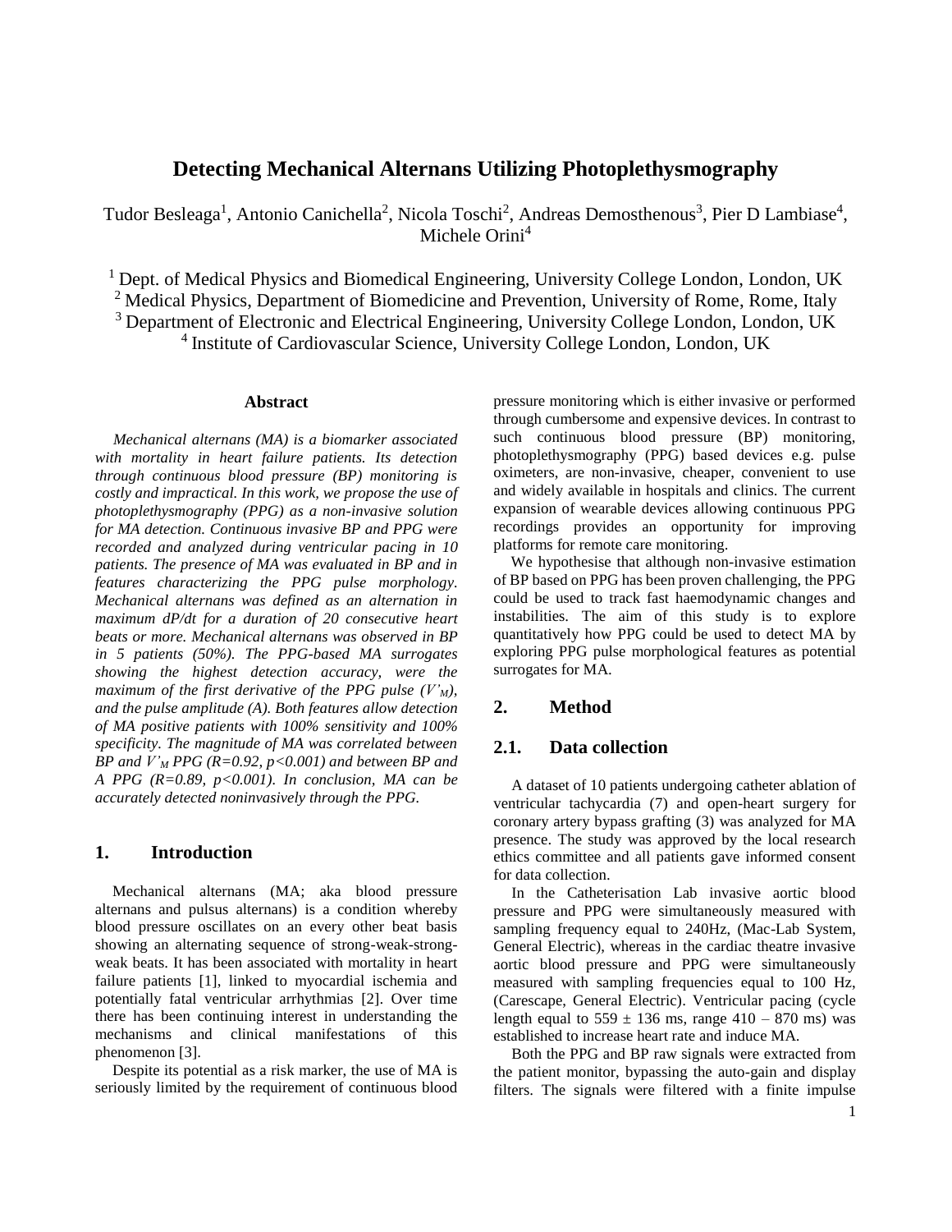// Detecting Mechanical Alternans Utilizing Photoplethysmography

Tudor Besleaga[1], Antonio Canichella[2], Nicola Toschi[2], Andreas Demosthenous[3], Pier D Lambiase[4], Michele Orini[4]

[1] Dept. of Medical Physics and Biomedical Engineering, University College London, London, UK
[2] Medical Physics, Department of Biomedicine and Prevention, University of Rome, Rome, Italy
[3] Department of Electronic and Electrical Engineering, University College London, London, UK
[4] Institute of Cardiovascular Science, University College London, London, UK

## Abstract

*Mechanical alternans (MA) is a biomarker associated with mortality in heart failure patients. Its detection through continuous blood pressure (BP) monitoring is costly and impractical. In this work, we propose the use of photoplethysmography (PPG) as a non-invasive solution for MA detection. Continuous invasive BP and PPG were recorded and analyzed during ventricular pacing in 10 patients. The presence of MA was evaluated in BP and in features characterizing the PPG pulse morphology. Mechanical alternans was defined as an alternation in maximum dP/dt for a duration of 20 consecutive heart beats or more. Mechanical alternans was observed in BP in 5 patients (50%). The PPG-based MA surrogates showing the highest detection accuracy, were the maximum of the first derivative of the PPG pulse ($V'_M$), and the pulse amplitude (A). Both features allow detection of MA positive patients with 100% sensitivity and 100% specificity. The magnitude of MA was correlated between BP and $V'_M$ PPG ($R=0.92$, $p<0.001$) and between BP and A PPG ($R=0.89$, $p<0.001$). In conclusion, MA can be accurately detected noninvasively through the PPG.*

## 1. Introduction

Mechanical alternans (MA; aka blood pressure alternans and pulsus alternans) is a condition whereby blood pressure oscillates on an every other beat basis showing an alternating sequence of strong-weak-strong-weak beats. It has been associated with mortality in heart failure patients [1], linked to myocardial ischemia and potentially fatal ventricular arrhythmias [2]. Over time there has been continuing interest in understanding the mechanisms and clinical manifestations of this phenomenon [3].

Despite its potential as a risk marker, the use of MA is seriously limited by the requirement of continuous blood pressure monitoring which is either invasive or performed through cumbersome and expensive devices. In contrast to such continuous blood pressure (BP) monitoring, photoplethysmography (PPG) based devices e.g. pulse oximeters, are non-invasive, cheaper, convenient to use and widely available in hospitals and clinics. The current expansion of wearable devices allowing continuous PPG recordings provides an opportunity for improving platforms for remote care monitoring.

We hypothesise that although non-invasive estimation of BP based on PPG has been proven challenging, the PPG could be used to track fast haemodynamic changes and instabilities. The aim of this study is to explore quantitatively how PPG could be used to detect MA by exploring PPG pulse morphological features as potential surrogates for MA.

## 2. Method

### 2.1. Data collection

A dataset of 10 patients undergoing catheter ablation of ventricular tachycardia (7) and open-heart surgery for coronary artery bypass grafting (3) was analyzed for MA presence. The study was approved by the local research ethics committee and all patients gave informed consent for data collection.

In the Catheterisation Lab invasive aortic blood pressure and PPG were simultaneously measured with sampling frequency equal to 240Hz, (Mac-Lab System, General Electric), whereas in the cardiac theatre invasive aortic blood pressure and PPG were simultaneously measured with sampling frequencies equal to 100 Hz, (Carescape, General Electric). Ventricular pacing (cycle length equal to $559 \pm 136$ ms, range 410 – 870 ms) was established to increase heart rate and induce MA.

Both the PPG and BP raw signals were extracted from the patient monitor, bypassing the auto-gain and display filters. The signals were filtered with a finite impulse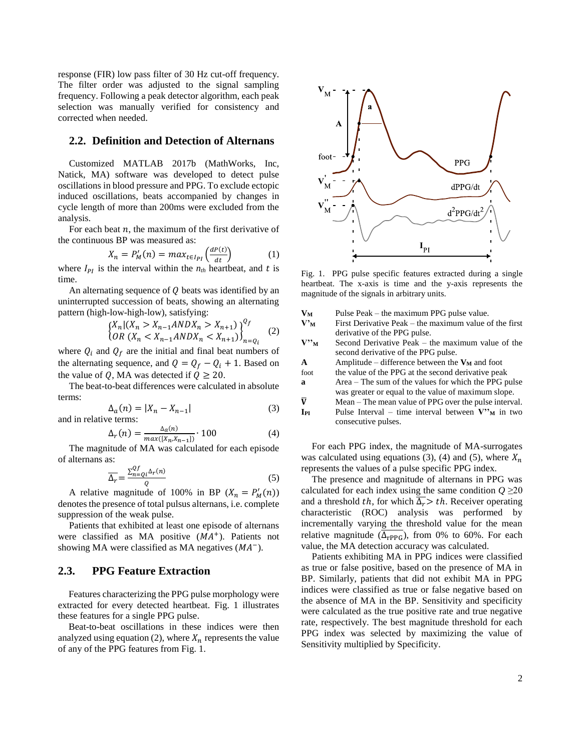response (FIR) low pass filter of 30 Hz cut-off frequency. The filter order was adjusted to the signal sampling frequency. Following a peak detector algorithm, each peak selection was manually verified for consistency and corrected when needed.

## 2.2. Definition and Detection of Alternans

Customized MATLAB 2017b (MathWorks, Inc, Natick, MA) software was developed to detect pulse oscillations in blood pressure and PPG. To exclude ectopic induced oscillations, beats accompanied by changes in cycle length of more than 200ms were excluded from the analysis.

For each beat $n$, the maximum of the first derivative of the continuous BP was measured as:

$$X_n = P'_M(n) = max_{t \in I_{PI}} \left( \frac{dP(t)}{dt} \right) \tag{1}$$

where $I_{PI}$ is the interval within the $n_{th}$ heartbeat, and $t$ is time.

An alternating sequence of $Q$ beats was identified by an uninterrupted succession of beats, showing an alternating pattern (high-low-high-low), satisfying:

$$\begin{Bmatrix} X_n | (X_n > X_{n-1} AND X_n > X_{n+1}) \\ OR \ (X_n < X_{n-1} AND X_n < X_{n+1}) \end{Bmatrix}_{n=Q_i}^{Q_f} \tag{2}$$

where $Q_i$ and $Q_f$ are the initial and final beat numbers of the alternating sequence, and $Q = Q_f - Q_i + 1$. Based on the value of $Q$, MA was detected if $Q \geq 20$.

The beat-to-beat differences were calculated in absolute terms:

$$\Delta_a(n) = |X_n - X_{n-1}| \tag{3}$$

and in relative terms:

$$\Delta_r(n) = \frac{\Delta_a(n)}{max([X_n X_{n-1}])} \cdot 100 \tag{4}$$

The magnitude of MA was calculated for each episode of alternans as:

$$\overline{\Delta_r} = \frac{\sum_{n=Qi}^{Qf} \Delta_r(n)}{Q} \tag{5}$$

A relative magnitude of 100% in BP ($X_n = P'_M(n)$) denotes the presence of total pulsus alternans, i.e. complete suppression of the weak pulse.

Patients that exhibited at least one episode of alternans were classified as MA positive ($MA^+$). Patients not showing MA were classified as MA negatives ($MA^-$).

## 2.3. PPG Feature Extraction

Features characterizing the PPG pulse morphology were extracted for every detected heartbeat. Fig. 1 illustrates these features for a single PPG pulse.

Beat-to-beat oscillations in these indices were then analyzed using equation (2), where $X_n$ represents the value of any of the PPG features from Fig. 1.

Fig. 1. PPG pulse specific features extracted during a single heartbeat. The x-axis is time and the y-axis represents the magnitude of the signals in arbitrary units.

| | |
|---|---|
| $\mathbf{V_M}$ | Pulse Peak – the maximum PPG pulse value. |
| $\mathbf{V'_M}$ | First Derivative Peak – the maximum value of the first derivative of the PPG pulse. |
| $\mathbf{V''_M}$ | Second Derivative Peak – the maximum value of the second derivative of the PPG pulse. |
| **A** | Amplitude – difference between the $\mathbf{V_M}$ and foot |
| foot | the value of the PPG at the second derivative peak |
| **a** | Area – The sum of the values for which the PPG pulse was greater or equal to the value of maximum slope. |
| $\mathbf{\bar{V}}$ | Mean – The mean value of PPG over the pulse interval. |
| $\mathbf{I_{PI}}$ | Pulse Interval – time interval between $\mathbf{V''_M}$ in two consecutive pulses. |

For each PPG index, the magnitude of MA-surrogates was calculated using equations (3), (4) and (5), where $X_n$ represents the values of a pulse specific PPG index.

The presence and magnitude of alternans in PPG was calculated for each index using the same condition $Q \geq 20$ and a threshold $th$, for which $\overline{\Delta_r} > th$. Receiver operating characteristic (ROC) analysis was performed by incrementally varying the threshold value for the mean relative magnitude ($\overline{\Delta_{rPPG}}$), from 0% to 60%. For each value, the MA detection accuracy was calculated.

Patients exhibiting MA in PPG indices were classified as true or false positive, based on the presence of MA in BP. Similarly, patients that did not exhibit MA in PPG indices were classified as true or false negative based on the absence of MA in the BP. Sensitivity and specificity were calculated as the true positive rate and true negative rate, respectively. The best magnitude threshold for each PPG index was selected by maximizing the value of Sensitivity multiplied by Specificity.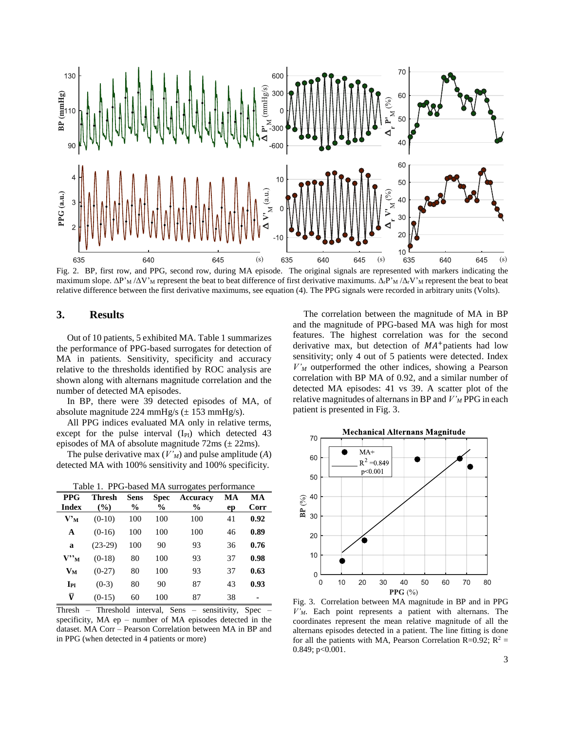Fig. 2. BP, first row, and PPG, second row, during MA episode. The original signals are represented with markers indicating the maximum slope. $\Delta P'_M$ /$\Delta V'_M$ represent the beat to beat difference of first derivative maximums. $\Delta_r P'_M$ /$\Delta_r V'_M$ represent the beat to beat relative difference between the first derivative maximums, see equation (4). The PPG signals were recorded in arbitrary units (Volts).

## 3. Results

Out of 10 patients, 5 exhibited MA. Table 1 summarizes the performance of PPG-based surrogates for detection of MA in patients. Sensitivity, specificity and accuracy relative to the thresholds identified by ROC analysis are shown along with alternans magnitude correlation and the number of detected MA episodes.

In BP, there were 39 detected episodes of MA, of absolute magnitude 224 mmHg/s (± 153 mmHg/s).

All PPG indices evaluated MA only in relative terms, except for the pulse interval ($I_{PI}$) which detected 43 episodes of MA of absolute magnitude 72ms (± 22ms).

The pulse derivative max ($V'_M$) and pulse amplitude ($A$) detected MA with 100% sensitivity and 100% specificity.

Table 1. PPG-based MA surrogates performance

| PPG Index | Thresh (%) | Sens % | Spec % | Accuracy % | MA ep | MA Corr |
|---|---|---|---|---|---|---|
| $V'_M$ | (0-10) | 100 | 100 | 100 | 41 | **0.92** |
| $A$ | (0-16) | 100 | 100 | 100 | 46 | **0.89** |
| $a$ | (23-29) | 100 | 90 | 93 | 36 | **0.76** |
| $V''_M$ | (0-18) | 80 | 100 | 93 | 37 | **0.98** |
| $V_M$ | (0-27) | 80 | 100 | 93 | 37 | **0.63** |
| $I_{PI}$ | (0-3) | 80 | 90 | 87 | 43 | **0.93** |
| $\bar{V}$ | (0-15) | 60 | 100 | 87 | 38 | - |

Thresh – Threshold interval, Sens – sensitivity, Spec – specificity, MA ep – number of MA episodes detected in the dataset. MA Corr – Pearson Correlation between MA in BP and in PPG (when detected in 4 patients or more)

The correlation between the magnitude of MA in BP and the magnitude of PPG-based MA was high for most features. The highest correlation was for the second derivative max, but detection of $MA^{+}$ patients had low sensitivity; only 4 out of 5 patients were detected. Index $V'_M$ outperformed the other indices, showing a Pearson correlation with BP MA of 0.92, and a similar number of detected MA episodes: 41 vs 39. A scatter plot of the relative magnitudes of alternans in BP and $V'_M$ PPG in each patient is presented in Fig. 3.

Fig. 3. Correlation between MA magnitude in BP and in PPG $V'_M$. Each point represents a patient with alternans. The coordinates represent the mean relative magnitude of all the alternans episodes detected in a patient. The line fitting is done for all the patients with MA, Pearson Correlation R=0.92; $R^2$ = 0.849; p<0.001.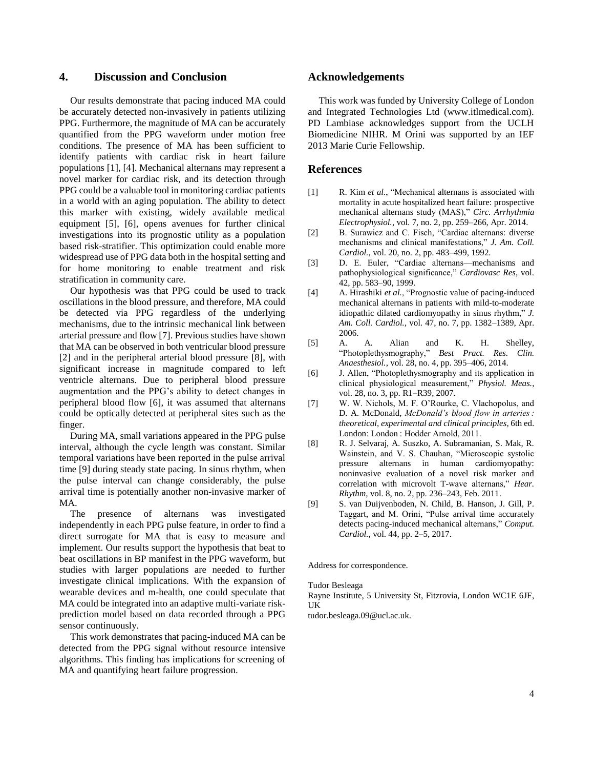## 4. Discussion and Conclusion

Our results demonstrate that pacing induced MA could be accurately detected non-invasively in patients utilizing PPG. Furthermore, the magnitude of MA can be accurately quantified from the PPG waveform under motion free conditions. The presence of MA has been sufficient to identify patients with cardiac risk in heart failure populations [1], [4]. Mechanical alternans may represent a novel marker for cardiac risk, and its detection through PPG could be a valuable tool in monitoring cardiac patients in a world with an aging population. The ability to detect this marker with existing, widely available medical equipment [5], [6], opens avenues for further clinical investigations into its prognostic utility as a population based risk-stratifier. This optimization could enable more widespread use of PPG data both in the hospital setting and for home monitoring to enable treatment and risk stratification in community care.

Our hypothesis was that PPG could be used to track oscillations in the blood pressure, and therefore, MA could be detected via PPG regardless of the underlying mechanisms, due to the intrinsic mechanical link between arterial pressure and flow [7]. Previous studies have shown that MA can be observed in both ventricular blood pressure [2] and in the peripheral arterial blood pressure [8], with significant increase in magnitude compared to left ventricle alternans. Due to peripheral blood pressure augmentation and the PPG's ability to detect changes in peripheral blood flow [6], it was assumed that alternans could be optically detected at peripheral sites such as the finger.

During MA, small variations appeared in the PPG pulse interval, although the cycle length was constant. Similar temporal variations have been reported in the pulse arrival time [9] during steady state pacing. In sinus rhythm, when the pulse interval can change considerably, the pulse arrival time is potentially another non-invasive marker of MA.

The presence of alternans was investigated independently in each PPG pulse feature, in order to find a direct surrogate for MA that is easy to measure and implement. Our results support the hypothesis that beat to beat oscillations in BP manifest in the PPG waveform, but studies with larger populations are needed to further investigate clinical implications. With the expansion of wearable devices and m-health, one could speculate that MA could be integrated into an adaptive multi-variate risk-prediction model based on data recorded through a PPG sensor continuously.

This work demonstrates that pacing-induced MA can be detected from the PPG signal without resource intensive algorithms. This finding has implications for screening of MA and quantifying heart failure progression.

## Acknowledgements

This work was funded by University College of London and Integrated Technologies Ltd (www.itlmedical.com). PD Lambiase acknowledges support from the UCLH Biomedicine NIHR. M Orini was supported by an IEF 2013 Marie Curie Fellowship.

## References

[1] R. Kim *et al.*, "Mechanical alternans is associated with mortality in acute hospitalized heart failure: prospective mechanical alternans study (MAS)," *Circ. Arrhythmia Electrophysiol.*, vol. 7, no. 2, pp. 259–266, Apr. 2014.

[2] B. Surawicz and C. Fisch, "Cardiac alternans: diverse mechanisms and clinical manifestations," *J. Am. Coll. Cardiol.*, vol. 20, no. 2, pp. 483–499, 1992.

[3] D. E. Euler, "Cardiac alternans—mechanisms and pathophysiological significance," *Cardiovasc Res*, vol. 42, pp. 583–90, 1999.

[4] A. Hirashiki *et al.*, "Prognostic value of pacing-induced mechanical alternans in patients with mild-to-moderate idiopathic dilated cardiomyopathy in sinus rhythm," *J. Am. Coll. Cardiol.*, vol. 47, no. 7, pp. 1382–1389, Apr. 2006.

[5] A. A. Alian and K. H. Shelley, "Photoplethysmography," *Best Pract. Res. Clin. Anaesthesiol.*, vol. 28, no. 4, pp. 395–406, 2014.

[6] J. Allen, "Photoplethysmography and its application in clinical physiological measurement," *Physiol. Meas.*, vol. 28, no. 3, pp. R1–R39, 2007.

[7] W. W. Nichols, M. F. O'Rourke, C. Vlachopolus, and D. A. McDonald, *McDonald's blood flow in arteries : theoretical, experimental and clinical principles*, 6th ed. London: London : Hodder Arnold, 2011.

[8] R. J. Selvaraj, A. Suszko, A. Subramanian, S. Mak, R. Wainstein, and V. S. Chauhan, "Microscopic systolic pressure alternans in human cardiomyopathy: noninvasive evaluation of a novel risk marker and correlation with microvolt T-wave alternans," *Hear. Rhythm*, vol. 8, no. 2, pp. 236–243, Feb. 2011.

[9] S. van Duijvenboden, N. Child, B. Hanson, J. Gill, P. Taggart, and M. Orini, "Pulse arrival time accurately detects pacing-induced mechanical alternans," *Comput. Cardiol.*, vol. 44, pp. 2–5, 2017.

Address for correspondence.

Tudor Besleaga
Rayne Institute, 5 University St, Fitzrovia, London WC1E 6JF, UK
tudor.besleaga.09@ucl.ac.uk.